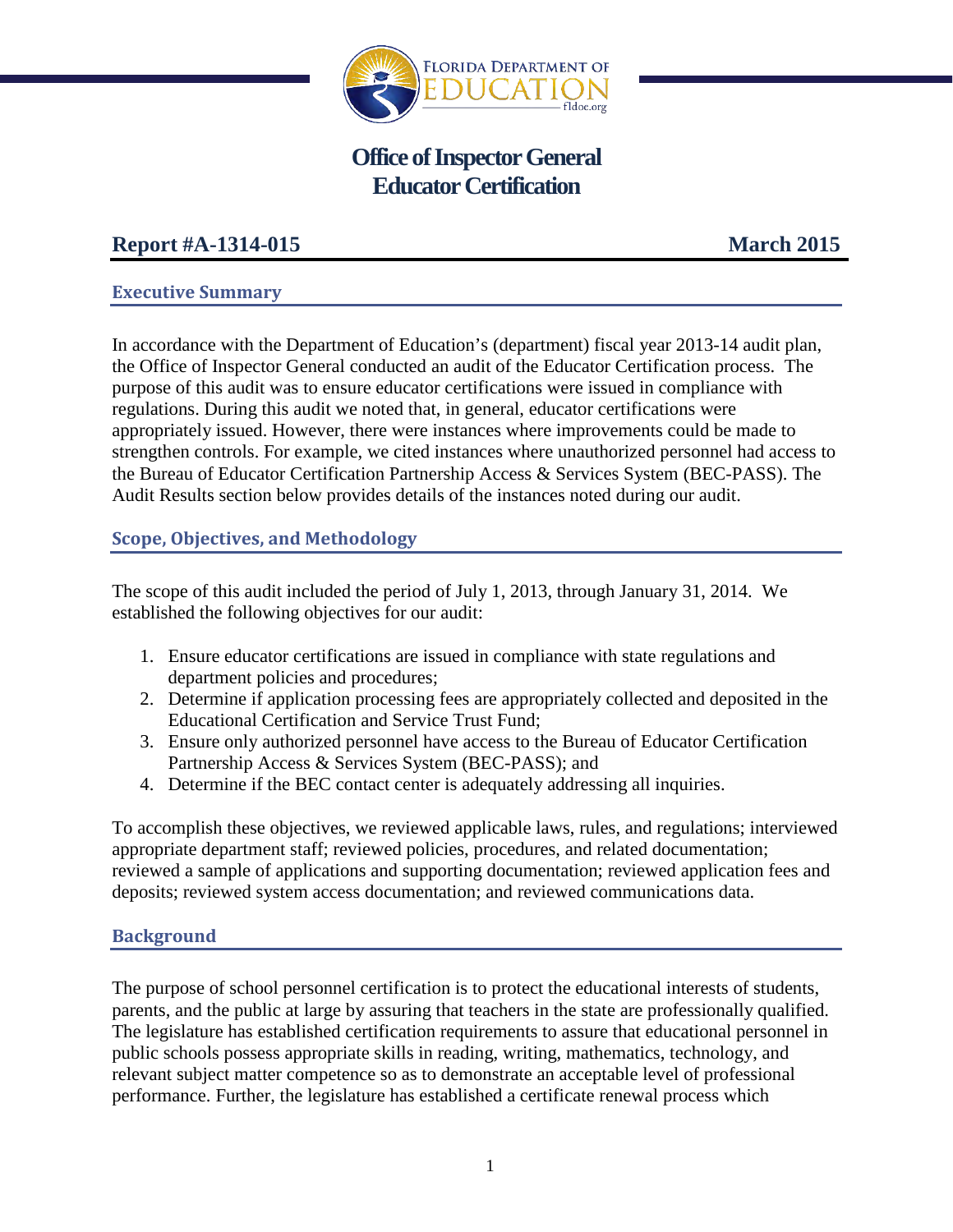# Office of Inspector General
# Educator Certification

## Report #A-1314-015 — March 2015

### Executive Summary

In accordance with the Department of Education's (department) fiscal year 2013-14 audit plan, the Office of Inspector General conducted an audit of the Educator Certification process. The purpose of this audit was to ensure educator certifications were issued in compliance with regulations. During this audit we noted that, in general, educator certifications were appropriately issued. However, there were instances where improvements could be made to strengthen controls. For example, we cited instances where unauthorized personnel had access to the Bureau of Educator Certification Partnership Access & Services System (BEC-PASS). The Audit Results section below provides details of the instances noted during our audit.

### Scope, Objectives, and Methodology

The scope of this audit included the period of July 1, 2013, through January 31, 2014. We established the following objectives for our audit:

1. Ensure educator certifications are issued in compliance with state regulations and department policies and procedures;
2. Determine if application processing fees are appropriately collected and deposited in the Educational Certification and Service Trust Fund;
3. Ensure only authorized personnel have access to the Bureau of Educator Certification Partnership Access & Services System (BEC-PASS); and
4. Determine if the BEC contact center is adequately addressing all inquiries.

To accomplish these objectives, we reviewed applicable laws, rules, and regulations; interviewed appropriate department staff; reviewed policies, procedures, and related documentation; reviewed a sample of applications and supporting documentation; reviewed application fees and deposits; reviewed system access documentation; and reviewed communications data.

### Background

The purpose of school personnel certification is to protect the educational interests of students, parents, and the public at large by assuring that teachers in the state are professionally qualified. The legislature has established certification requirements to assure that educational personnel in public schools possess appropriate skills in reading, writing, mathematics, technology, and relevant subject matter competence so as to demonstrate an acceptable level of professional performance. Further, the legislature has established a certificate renewal process which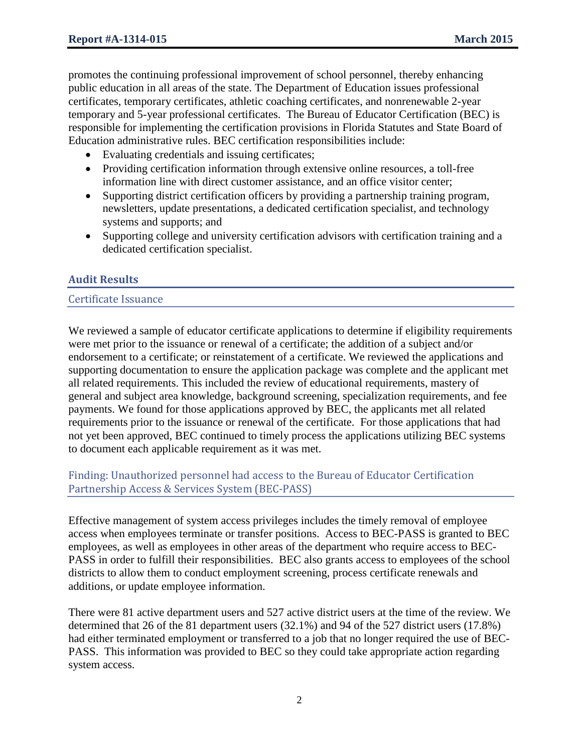promotes the continuing professional improvement of school personnel, thereby enhancing public education in all areas of the state. The Department of Education issues professional certificates, temporary certificates, athletic coaching certificates, and nonrenewable 2-year temporary and 5-year professional certificates. The Bureau of Educator Certification (BEC) is responsible for implementing the certification provisions in Florida Statutes and State Board of Education administrative rules. BEC certification responsibilities include:

- Evaluating credentials and issuing certificates;
- Providing certification information through extensive online resources, a toll-free information line with direct customer assistance, and an office visitor center;
- Supporting district certification officers by providing a partnership training program, newsletters, update presentations, a dedicated certification specialist, and technology systems and supports; and
- Supporting college and university certification advisors with certification training and a dedicated certification specialist.

## Audit Results

### Certificate Issuance

We reviewed a sample of educator certificate applications to determine if eligibility requirements were met prior to the issuance or renewal of a certificate; the addition of a subject and/or endorsement to a certificate; or reinstatement of a certificate. We reviewed the applications and supporting documentation to ensure the application package was complete and the applicant met all related requirements. This included the review of educational requirements, mastery of general and subject area knowledge, background screening, specialization requirements, and fee payments. We found for those applications approved by BEC, the applicants met all related requirements prior to the issuance or renewal of the certificate. For those applications that had not yet been approved, BEC continued to timely process the applications utilizing BEC systems to document each applicable requirement as it was met.

### Finding: Unauthorized personnel had access to the Bureau of Educator Certification Partnership Access & Services System (BEC-PASS)

Effective management of system access privileges includes the timely removal of employee access when employees terminate or transfer positions. Access to BEC-PASS is granted to BEC employees, as well as employees in other areas of the department who require access to BEC-PASS in order to fulfill their responsibilities. BEC also grants access to employees of the school districts to allow them to conduct employment screening, process certificate renewals and additions, or update employee information.

There were 81 active department users and 527 active district users at the time of the review. We determined that 26 of the 81 department users (32.1%) and 94 of the 527 district users (17.8%) had either terminated employment or transferred to a job that no longer required the use of BEC-PASS. This information was provided to BEC so they could take appropriate action regarding system access.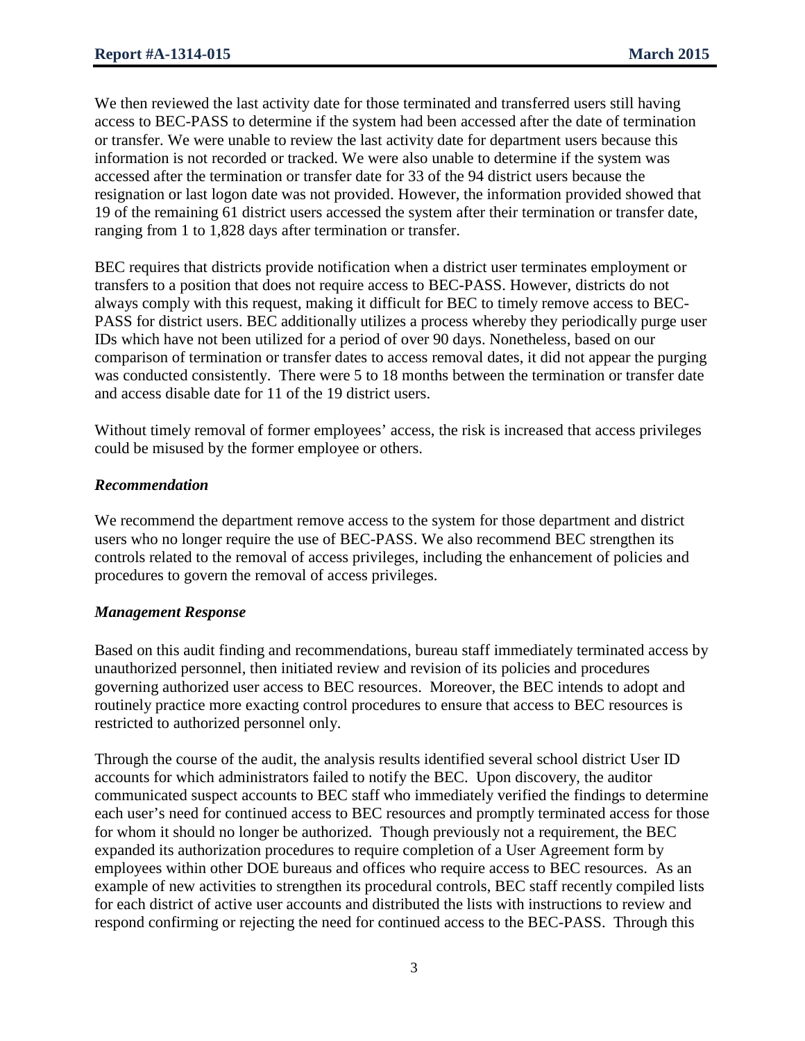We then reviewed the last activity date for those terminated and transferred users still having access to BEC-PASS to determine if the system had been accessed after the date of termination or transfer. We were unable to review the last activity date for department users because this information is not recorded or tracked. We were also unable to determine if the system was accessed after the termination or transfer date for 33 of the 94 district users because the resignation or last logon date was not provided. However, the information provided showed that 19 of the remaining 61 district users accessed the system after their termination or transfer date, ranging from 1 to 1,828 days after termination or transfer.

BEC requires that districts provide notification when a district user terminates employment or transfers to a position that does not require access to BEC-PASS. However, districts do not always comply with this request, making it difficult for BEC to timely remove access to BEC-PASS for district users. BEC additionally utilizes a process whereby they periodically purge user IDs which have not been utilized for a period of over 90 days. Nonetheless, based on our comparison of termination or transfer dates to access removal dates, it did not appear the purging was conducted consistently. There were 5 to 18 months between the termination or transfer date and access disable date for 11 of the 19 district users.

Without timely removal of former employees' access, the risk is increased that access privileges could be misused by the former employee or others.

### *Recommendation*

We recommend the department remove access to the system for those department and district users who no longer require the use of BEC-PASS. We also recommend BEC strengthen its controls related to the removal of access privileges, including the enhancement of policies and procedures to govern the removal of access privileges.

### *Management Response*

Based on this audit finding and recommendations, bureau staff immediately terminated access by unauthorized personnel, then initiated review and revision of its policies and procedures governing authorized user access to BEC resources. Moreover, the BEC intends to adopt and routinely practice more exacting control procedures to ensure that access to BEC resources is restricted to authorized personnel only.

Through the course of the audit, the analysis results identified several school district User ID accounts for which administrators failed to notify the BEC. Upon discovery, the auditor communicated suspect accounts to BEC staff who immediately verified the findings to determine each user's need for continued access to BEC resources and promptly terminated access for those for whom it should no longer be authorized. Though previously not a requirement, the BEC expanded its authorization procedures to require completion of a User Agreement form by employees within other DOE bureaus and offices who require access to BEC resources. As an example of new activities to strengthen its procedural controls, BEC staff recently compiled lists for each district of active user accounts and distributed the lists with instructions to review and respond confirming or rejecting the need for continued access to the BEC-PASS. Through this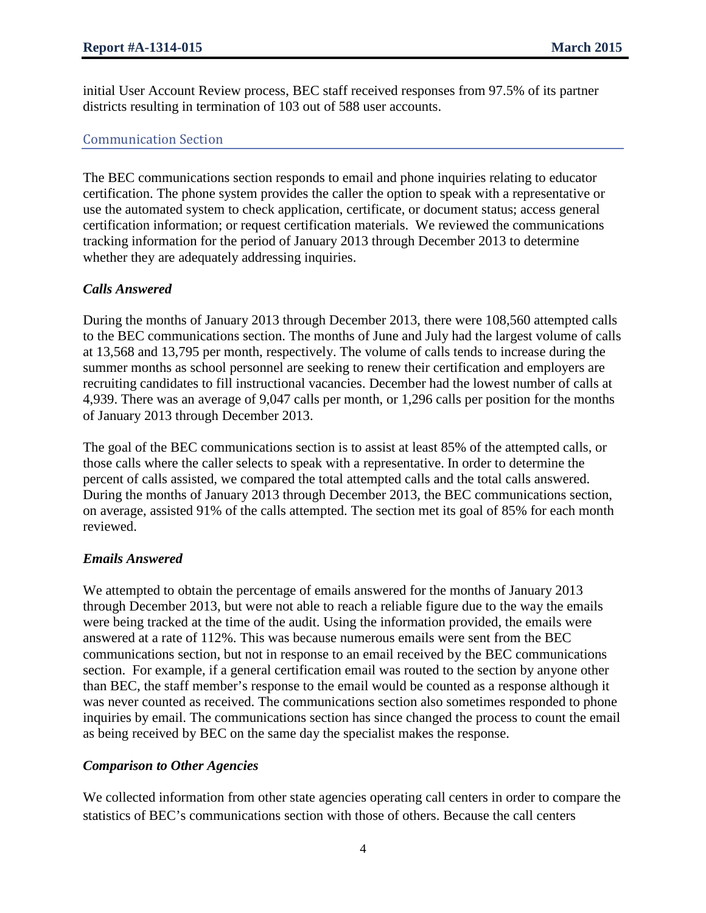initial User Account Review process, BEC staff received responses from 97.5% of its partner districts resulting in termination of 103 out of 588 user accounts.

## Communication Section

The BEC communications section responds to email and phone inquiries relating to educator certification. The phone system provides the caller the option to speak with a representative or use the automated system to check application, certificate, or document status; access general certification information; or request certification materials. We reviewed the communications tracking information for the period of January 2013 through December 2013 to determine whether they are adequately addressing inquiries.

### *Calls Answered*

During the months of January 2013 through December 2013, there were 108,560 attempted calls to the BEC communications section. The months of June and July had the largest volume of calls at 13,568 and 13,795 per month, respectively. The volume of calls tends to increase during the summer months as school personnel are seeking to renew their certification and employers are recruiting candidates to fill instructional vacancies. December had the lowest number of calls at 4,939. There was an average of 9,047 calls per month, or 1,296 calls per position for the months of January 2013 through December 2013.

The goal of the BEC communications section is to assist at least 85% of the attempted calls, or those calls where the caller selects to speak with a representative. In order to determine the percent of calls assisted, we compared the total attempted calls and the total calls answered. During the months of January 2013 through December 2013, the BEC communications section, on average, assisted 91% of the calls attempted. The section met its goal of 85% for each month reviewed.

### *Emails Answered*

We attempted to obtain the percentage of emails answered for the months of January 2013 through December 2013, but were not able to reach a reliable figure due to the way the emails were being tracked at the time of the audit. Using the information provided, the emails were answered at a rate of 112%. This was because numerous emails were sent from the BEC communications section, but not in response to an email received by the BEC communications section. For example, if a general certification email was routed to the section by anyone other than BEC, the staff member's response to the email would be counted as a response although it was never counted as received. The communications section also sometimes responded to phone inquiries by email. The communications section has since changed the process to count the email as being received by BEC on the same day the specialist makes the response.

### *Comparison to Other Agencies*

We collected information from other state agencies operating call centers in order to compare the statistics of BEC's communications section with those of others. Because the call centers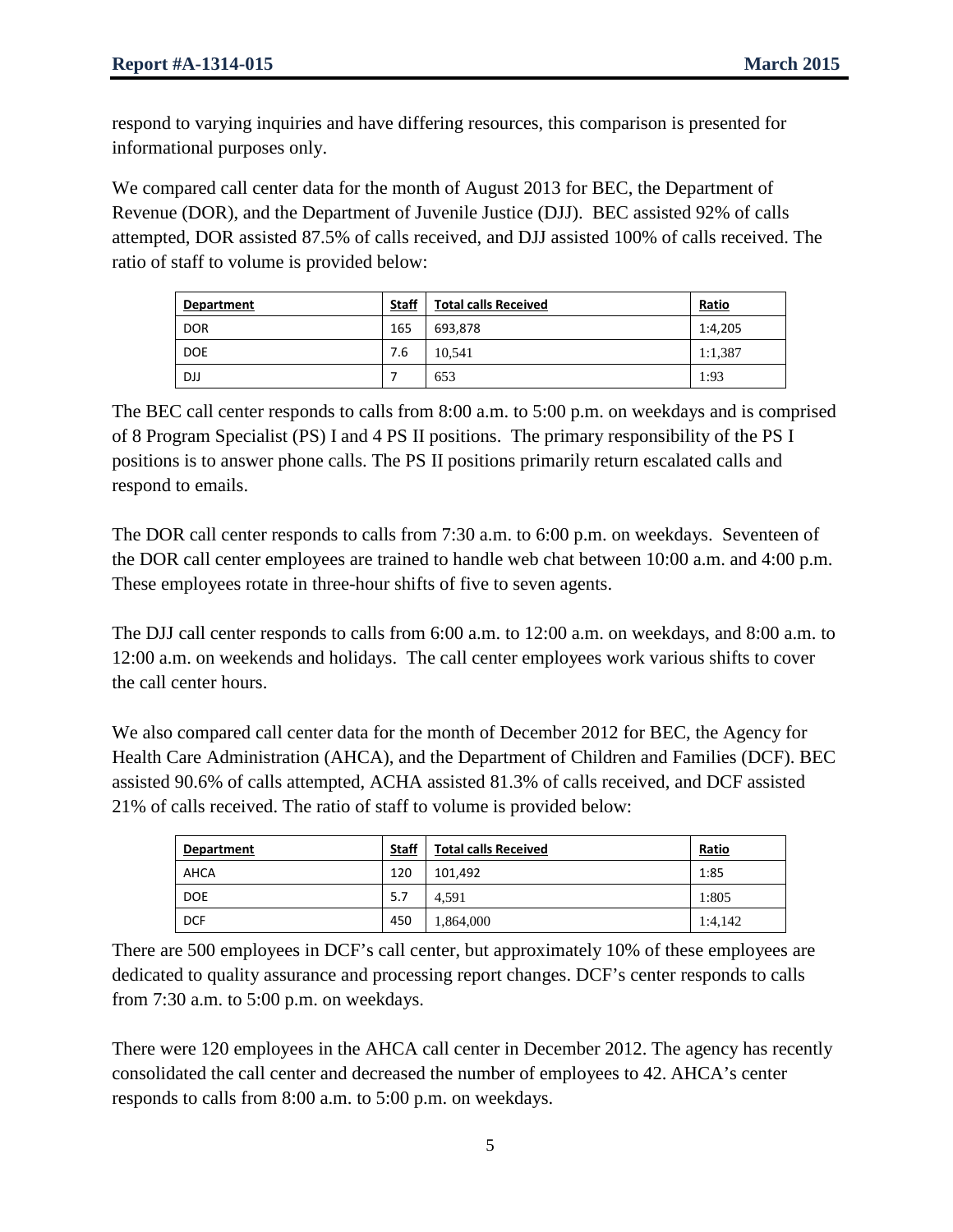respond to varying inquiries and have differing resources, this comparison is presented for informational purposes only.

We compared call center data for the month of August 2013 for BEC, the Department of Revenue (DOR), and the Department of Juvenile Justice (DJJ). BEC assisted 92% of calls attempted, DOR assisted 87.5% of calls received, and DJJ assisted 100% of calls received. The ratio of staff to volume is provided below:

| Department | Staff | Total calls Received | Ratio |
| --- | --- | --- | --- |
| DOR | 165 | 693,878 | 1:4,205 |
| DOE | 7.6 | 10,541 | 1:1,387 |
| DJJ | 7 | 653 | 1:93 |

The BEC call center responds to calls from 8:00 a.m. to 5:00 p.m. on weekdays and is comprised of 8 Program Specialist (PS) I and 4 PS II positions. The primary responsibility of the PS I positions is to answer phone calls. The PS II positions primarily return escalated calls and respond to emails.

The DOR call center responds to calls from 7:30 a.m. to 6:00 p.m. on weekdays. Seventeen of the DOR call center employees are trained to handle web chat between 10:00 a.m. and 4:00 p.m. These employees rotate in three-hour shifts of five to seven agents.

The DJJ call center responds to calls from 6:00 a.m. to 12:00 a.m. on weekdays, and 8:00 a.m. to 12:00 a.m. on weekends and holidays. The call center employees work various shifts to cover the call center hours.

We also compared call center data for the month of December 2012 for BEC, the Agency for Health Care Administration (AHCA), and the Department of Children and Families (DCF). BEC assisted 90.6% of calls attempted, ACHA assisted 81.3% of calls received, and DCF assisted 21% of calls received. The ratio of staff to volume is provided below:

| Department | Staff | Total calls Received | Ratio |
| --- | --- | --- | --- |
| AHCA | 120 | 101,492 | 1:85 |
| DOE | 5.7 | 4,591 | 1:805 |
| DCF | 450 | 1,864,000 | 1:4,142 |

There are 500 employees in DCF's call center, but approximately 10% of these employees are dedicated to quality assurance and processing report changes. DCF's center responds to calls from 7:30 a.m. to 5:00 p.m. on weekdays.

There were 120 employees in the AHCA call center in December 2012. The agency has recently consolidated the call center and decreased the number of employees to 42. AHCA's center responds to calls from 8:00 a.m. to 5:00 p.m. on weekdays.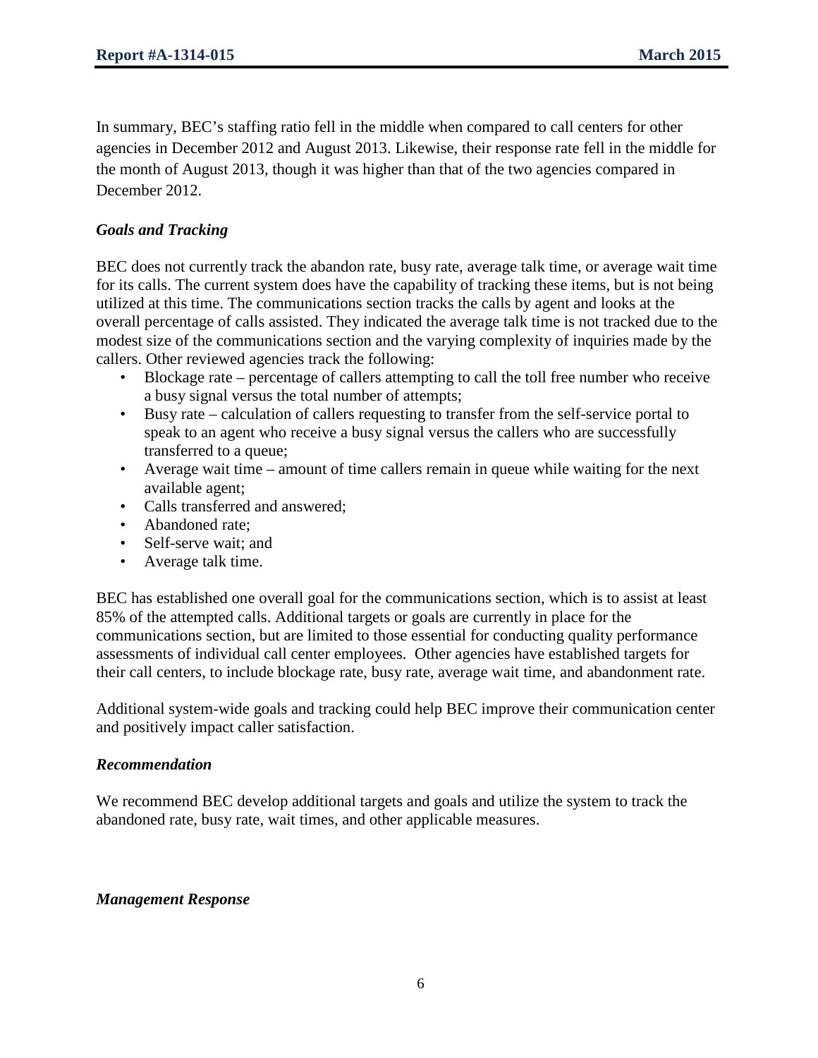In summary, BEC's staffing ratio fell in the middle when compared to call centers for other agencies in December 2012 and August 2013. Likewise, their response rate fell in the middle for the month of August 2013, though it was higher than that of the two agencies compared in December 2012.

### *Goals and Tracking*

BEC does not currently track the abandon rate, busy rate, average talk time, or average wait time for its calls. The current system does have the capability of tracking these items, but is not being utilized at this time. The communications section tracks the calls by agent and looks at the overall percentage of calls assisted. They indicated the average talk time is not tracked due to the modest size of the communications section and the varying complexity of inquiries made by the callers. Other reviewed agencies track the following:

- Blockage rate – percentage of callers attempting to call the toll free number who receive a busy signal versus the total number of attempts;
- Busy rate – calculation of callers requesting to transfer from the self-service portal to speak to an agent who receive a busy signal versus the callers who are successfully transferred to a queue;
- Average wait time – amount of time callers remain in queue while waiting for the next available agent;
- Calls transferred and answered;
- Abandoned rate;
- Self-serve wait; and
- Average talk time.

BEC has established one overall goal for the communications section, which is to assist at least 85% of the attempted calls. Additional targets or goals are currently in place for the communications section, but are limited to those essential for conducting quality performance assessments of individual call center employees. Other agencies have established targets for their call centers, to include blockage rate, busy rate, average wait time, and abandonment rate.

Additional system-wide goals and tracking could help BEC improve their communication center and positively impact caller satisfaction.

### *Recommendation*

We recommend BEC develop additional targets and goals and utilize the system to track the abandoned rate, busy rate, wait times, and other applicable measures.

### *Management Response*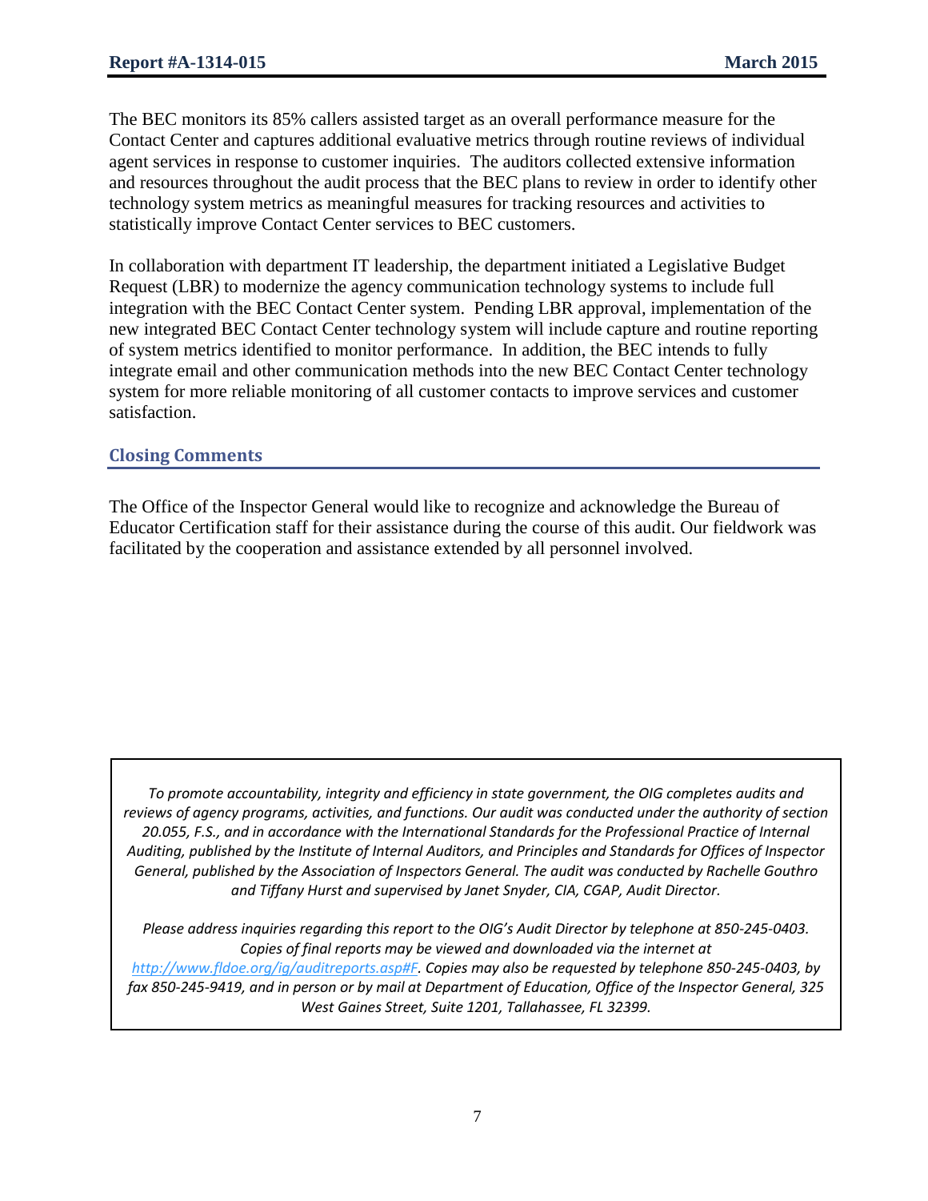The BEC monitors its 85% callers assisted target as an overall performance measure for the Contact Center and captures additional evaluative metrics through routine reviews of individual agent services in response to customer inquiries. The auditors collected extensive information and resources throughout the audit process that the BEC plans to review in order to identify other technology system metrics as meaningful measures for tracking resources and activities to statistically improve Contact Center services to BEC customers.

In collaboration with department IT leadership, the department initiated a Legislative Budget Request (LBR) to modernize the agency communication technology systems to include full integration with the BEC Contact Center system. Pending LBR approval, implementation of the new integrated BEC Contact Center technology system will include capture and routine reporting of system metrics identified to monitor performance. In addition, the BEC intends to fully integrate email and other communication methods into the new BEC Contact Center technology system for more reliable monitoring of all customer contacts to improve services and customer satisfaction.

## Closing Comments

The Office of the Inspector General would like to recognize and acknowledge the Bureau of Educator Certification staff for their assistance during the course of this audit. Our fieldwork was facilitated by the cooperation and assistance extended by all personnel involved.

*To promote accountability, integrity and efficiency in state government, the OIG completes audits and reviews of agency programs, activities, and functions. Our audit was conducted under the authority of section 20.055, F.S., and in accordance with the International Standards for the Professional Practice of Internal Auditing, published by the Institute of Internal Auditors, and Principles and Standards for Offices of Inspector General, published by the Association of Inspectors General. The audit was conducted by Rachelle Gouthro and Tiffany Hurst and supervised by Janet Snyder, CIA, CGAP, Audit Director.*

*Please address inquiries regarding this report to the OIG's Audit Director by telephone at 850-245-0403. Copies of final reports may be viewed and downloaded via the internet at [http://www.fldoe.org/ig/auditreports.asp#F](http://www.fldoe.org/ig/auditreports.asp#F). Copies may also be requested by telephone 850-245-0403, by fax 850-245-9419, and in person or by mail at Department of Education, Office of the Inspector General, 325 West Gaines Street, Suite 1201, Tallahassee, FL 32399.*